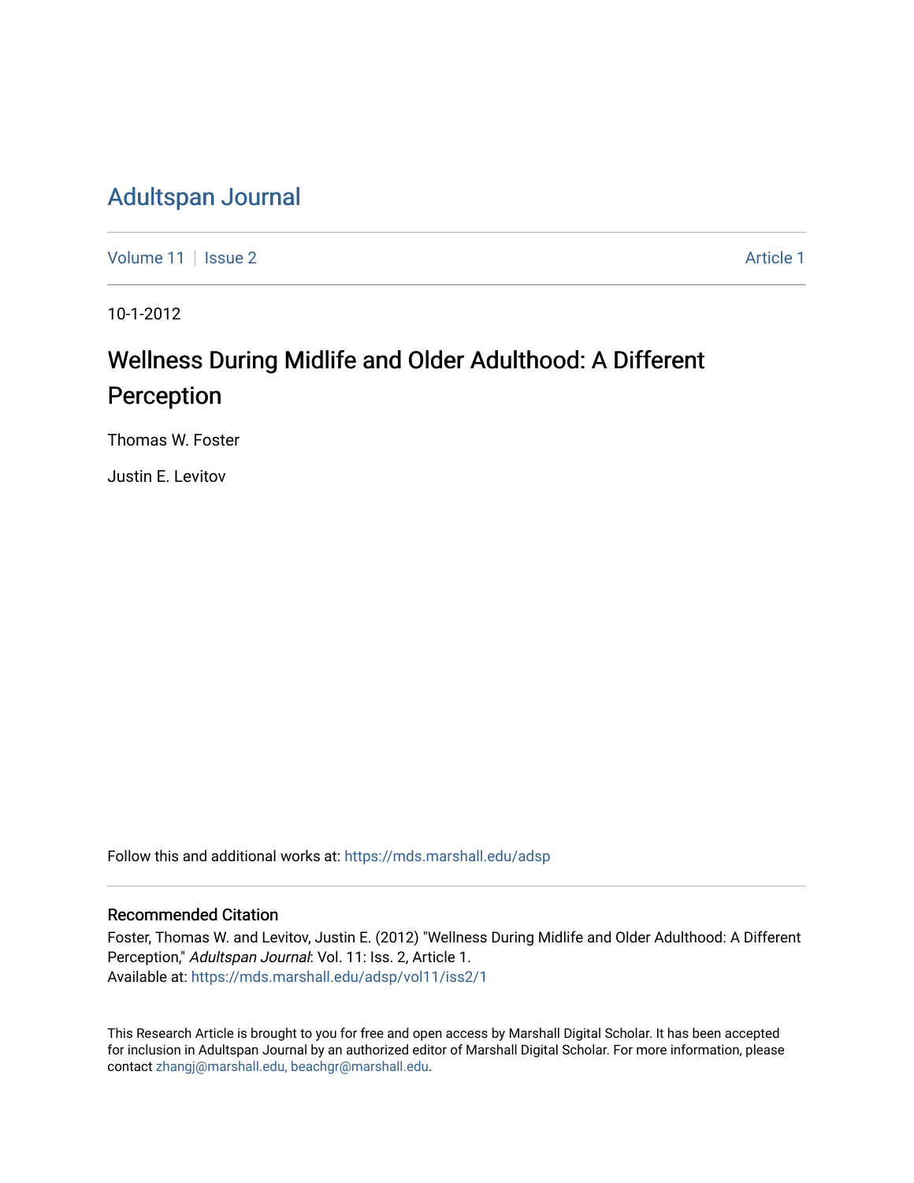# Adultspan Journal

Volume 11 | Issue 2 | Article 1

10-1-2012

## Wellness During Midlife and Older Adulthood: A Different Perception

Thomas W. Foster

Justin E. Levitov

Follow this and additional works at: https://mds.marshall.edu/adsp

### Recommended Citation

Foster, Thomas W. and Levitov, Justin E. (2012) "Wellness During Midlife and Older Adulthood: A Different Perception," *Adultspan Journal*: Vol. 11: Iss. 2, Article 1.
Available at: https://mds.marshall.edu/adsp/vol11/iss2/1

This Research Article is brought to you for free and open access by Marshall Digital Scholar. It has been accepted for inclusion in Adultspan Journal by an authorized editor of Marshall Digital Scholar. For more information, please contact zhangj@marshall.edu, beachgr@marshall.edu.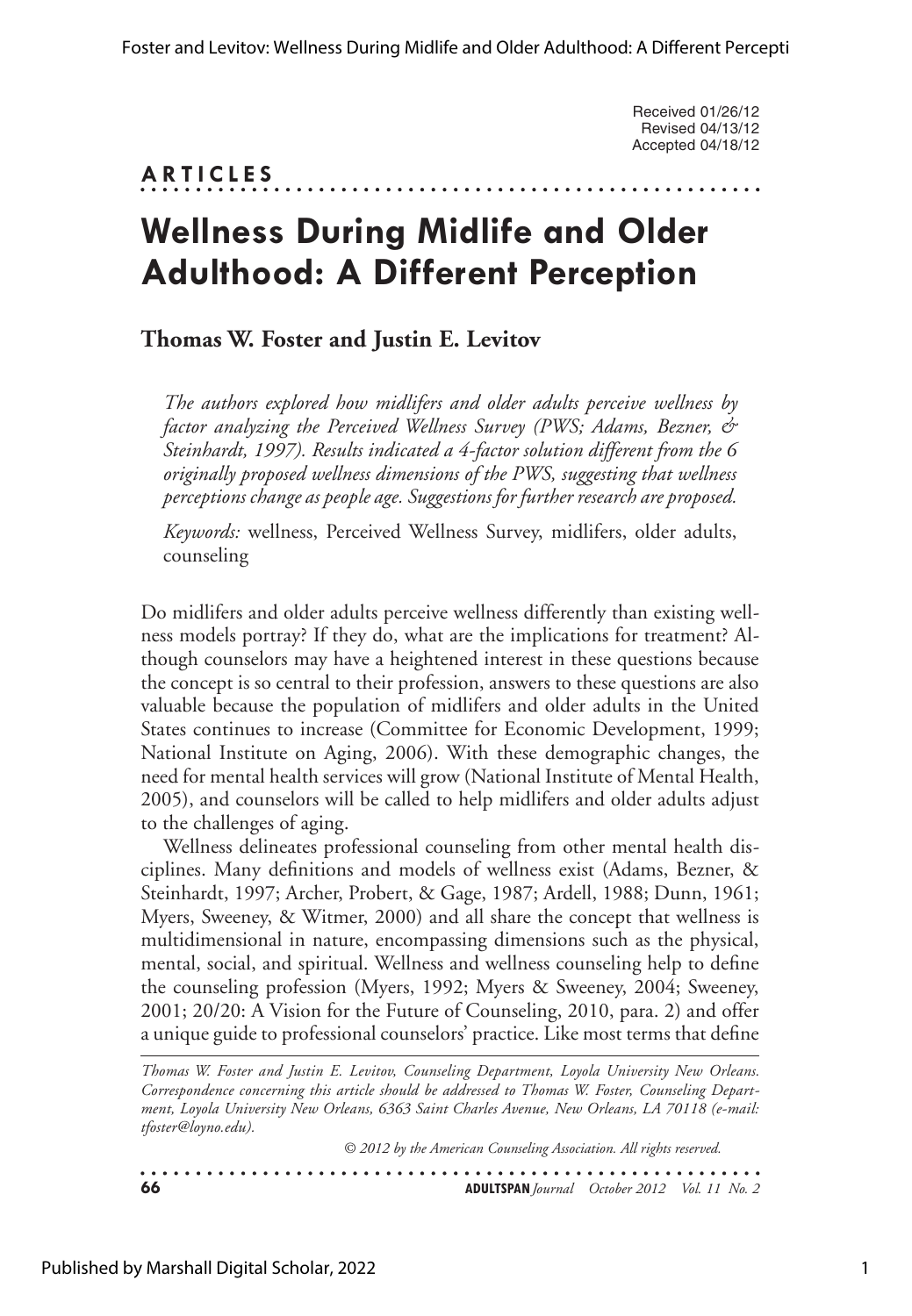Received 01/26/12
Revised 04/13/12
Accepted 04/18/12

**ARTICLES**

# Wellness During Midlife and Older Adulthood: A Different Perception

**Thomas W. Foster and Justin E. Levitov**

*The authors explored how midlifers and older adults perceive wellness by factor analyzing the Perceived Wellness Survey (PWS; Adams, Bezner, & Steinhardt, 1997). Results indicated a 4-factor solution different from the 6 originally proposed wellness dimensions of the PWS, suggesting that wellness perceptions change as people age. Suggestions for further research are proposed.*

*Keywords:* wellness, Perceived Wellness Survey, midlifers, older adults, counseling

Do midlifers and older adults perceive wellness differently than existing wellness models portray? If they do, what are the implications for treatment? Although counselors may have a heightened interest in these questions because the concept is so central to their profession, answers to these questions are also valuable because the population of midlifers and older adults in the United States continues to increase (Committee for Economic Development, 1999; National Institute on Aging, 2006). With these demographic changes, the need for mental health services will grow (National Institute of Mental Health, 2005), and counselors will be called to help midlifers and older adults adjust to the challenges of aging.

Wellness delineates professional counseling from other mental health disciplines. Many definitions and models of wellness exist (Adams, Bezner, & Steinhardt, 1997; Archer, Probert, & Gage, 1987; Ardell, 1988; Dunn, 1961; Myers, Sweeney, & Witmer, 2000) and all share the concept that wellness is multidimensional in nature, encompassing dimensions such as the physical, mental, social, and spiritual. Wellness and wellness counseling help to define the counseling profession (Myers, 1992; Myers & Sweeney, 2004; Sweeney, 2001; 20/20: A Vision for the Future of Counseling, 2010, para. 2) and offer a unique guide to professional counselors' practice. Like most terms that define

*Thomas W. Foster and Justin E. Levitov, Counseling Department, Loyola University New Orleans. Correspondence concerning this article should be addressed to Thomas W. Foster, Counseling Department, Loyola University New Orleans, 6363 Saint Charles Avenue, New Orleans, LA 70118 (e-mail: tfoster@loyno.edu).*

*© 2012 by the American Counseling Association. All rights reserved.*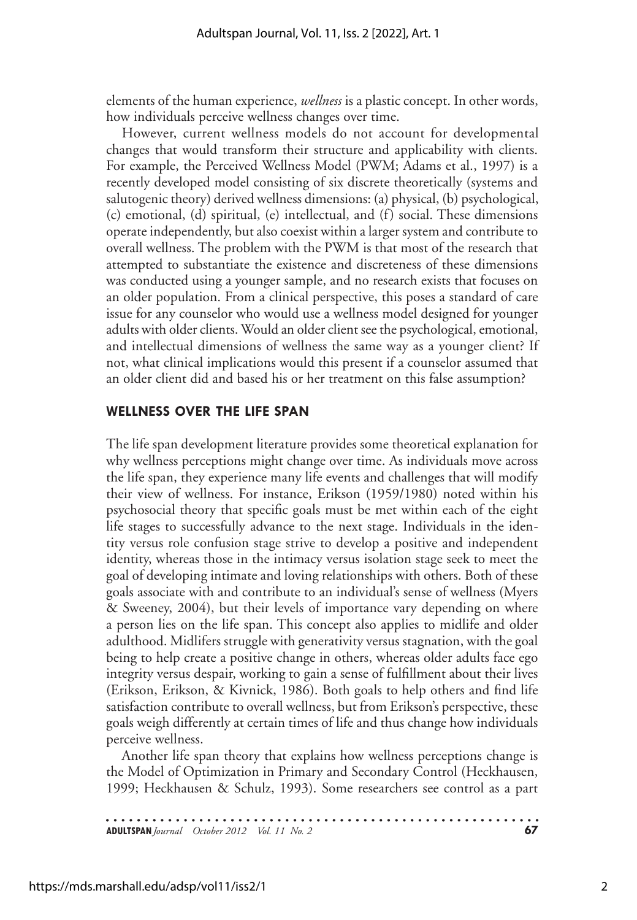elements of the human experience, *wellness* is a plastic concept. In other words, how individuals perceive wellness changes over time.

However, current wellness models do not account for developmental changes that would transform their structure and applicability with clients. For example, the Perceived Wellness Model (PWM; Adams et al., 1997) is a recently developed model consisting of six discrete theoretically (systems and salutogenic theory) derived wellness dimensions: (a) physical, (b) psychological, (c) emotional, (d) spiritual, (e) intellectual, and (f) social. These dimensions operate independently, but also coexist within a larger system and contribute to overall wellness. The problem with the PWM is that most of the research that attempted to substantiate the existence and discreteness of these dimensions was conducted using a younger sample, and no research exists that focuses on an older population. From a clinical perspective, this poses a standard of care issue for any counselor who would use a wellness model designed for younger adults with older clients. Would an older client see the psychological, emotional, and intellectual dimensions of wellness the same way as a younger client? If not, what clinical implications would this present if a counselor assumed that an older client did and based his or her treatment on this false assumption?

## WELLNESS OVER THE LIFE SPAN

The life span development literature provides some theoretical explanation for why wellness perceptions might change over time. As individuals move across the life span, they experience many life events and challenges that will modify their view of wellness. For instance, Erikson (1959/1980) noted within his psychosocial theory that specific goals must be met within each of the eight life stages to successfully advance to the next stage. Individuals in the identity versus role confusion stage strive to develop a positive and independent identity, whereas those in the intimacy versus isolation stage seek to meet the goal of developing intimate and loving relationships with others. Both of these goals associate with and contribute to an individual's sense of wellness (Myers & Sweeney, 2004), but their levels of importance vary depending on where a person lies on the life span. This concept also applies to midlife and older adulthood. Midlifers struggle with generativity versus stagnation, with the goal being to help create a positive change in others, whereas older adults face ego integrity versus despair, working to gain a sense of fulfillment about their lives (Erikson, Erikson, & Kivnick, 1986). Both goals to help others and find life satisfaction contribute to overall wellness, but from Erikson's perspective, these goals weigh differently at certain times of life and thus change how individuals perceive wellness.

Another life span theory that explains how wellness perceptions change is the Model of Optimization in Primary and Secondary Control (Heckhausen, 1999; Heckhausen & Schulz, 1993). Some researchers see control as a part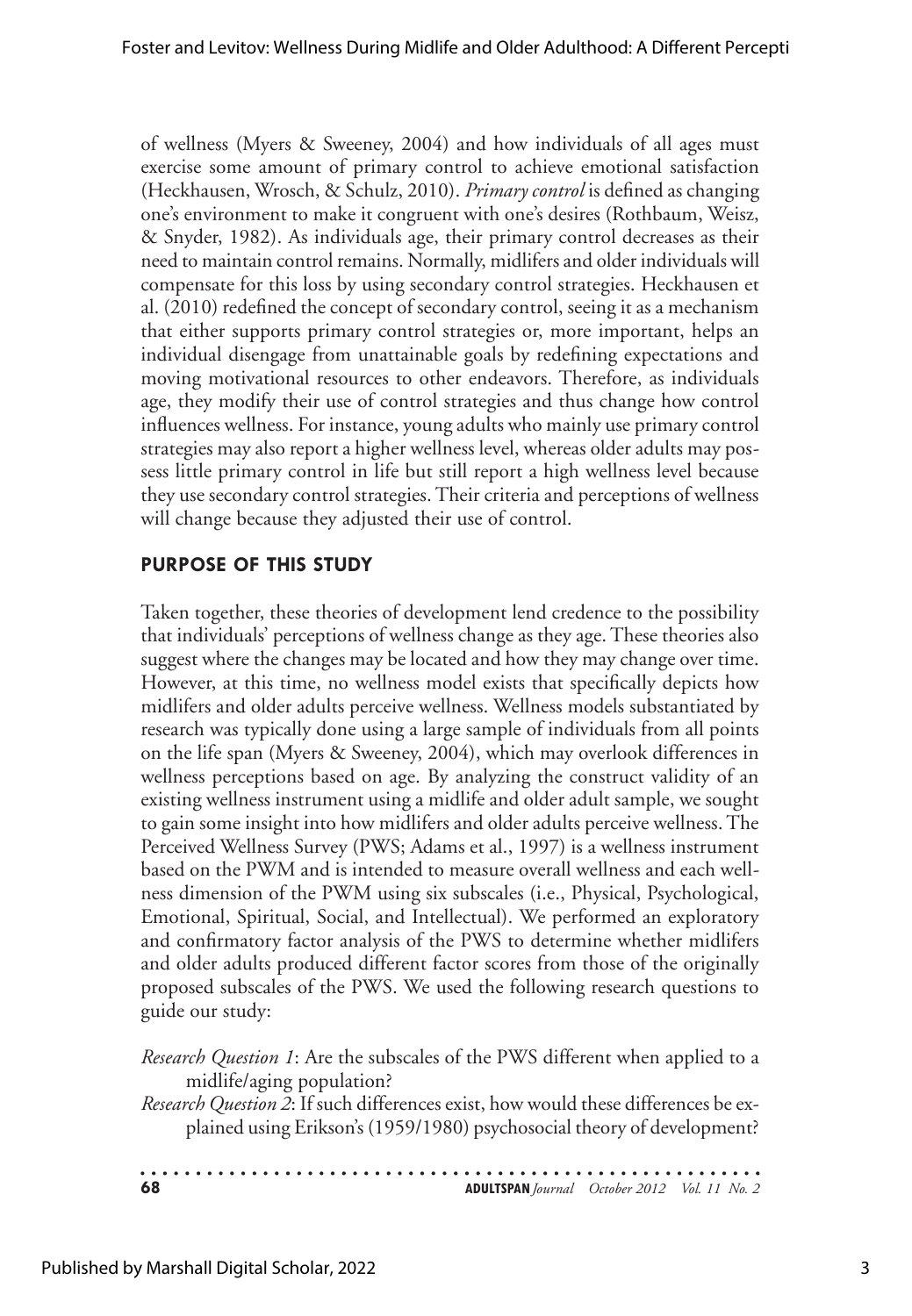of wellness (Myers & Sweeney, 2004) and how individuals of all ages must exercise some amount of primary control to achieve emotional satisfaction (Heckhausen, Wrosch, & Schulz, 2010). *Primary control* is defined as changing one's environment to make it congruent with one's desires (Rothbaum, Weisz, & Snyder, 1982). As individuals age, their primary control decreases as their need to maintain control remains. Normally, midlifers and older individuals will compensate for this loss by using secondary control strategies. Heckhausen et al. (2010) redefined the concept of secondary control, seeing it as a mechanism that either supports primary control strategies or, more important, helps an individual disengage from unattainable goals by redefining expectations and moving motivational resources to other endeavors. Therefore, as individuals age, they modify their use of control strategies and thus change how control influences wellness. For instance, young adults who mainly use primary control strategies may also report a higher wellness level, whereas older adults may possess little primary control in life but still report a high wellness level because they use secondary control strategies. Their criteria and perceptions of wellness will change because they adjusted their use of control.

## PURPOSE OF THIS STUDY

Taken together, these theories of development lend credence to the possibility that individuals' perceptions of wellness change as they age. These theories also suggest where the changes may be located and how they may change over time. However, at this time, no wellness model exists that specifically depicts how midlifers and older adults perceive wellness. Wellness models substantiated by research was typically done using a large sample of individuals from all points on the life span (Myers & Sweeney, 2004), which may overlook differences in wellness perceptions based on age. By analyzing the construct validity of an existing wellness instrument using a midlife and older adult sample, we sought to gain some insight into how midlifers and older adults perceive wellness. The Perceived Wellness Survey (PWS; Adams et al., 1997) is a wellness instrument based on the PWM and is intended to measure overall wellness and each wellness dimension of the PWM using six subscales (i.e., Physical, Psychological, Emotional, Spiritual, Social, and Intellectual). We performed an exploratory and confirmatory factor analysis of the PWS to determine whether midlifers and older adults produced different factor scores from those of the originally proposed subscales of the PWS. We used the following research questions to guide our study:

*Research Question 1*: Are the subscales of the PWS different when applied to a midlife/aging population?

*Research Question 2*: If such differences exist, how would these differences be explained using Erikson's (1959/1980) psychosocial theory of development?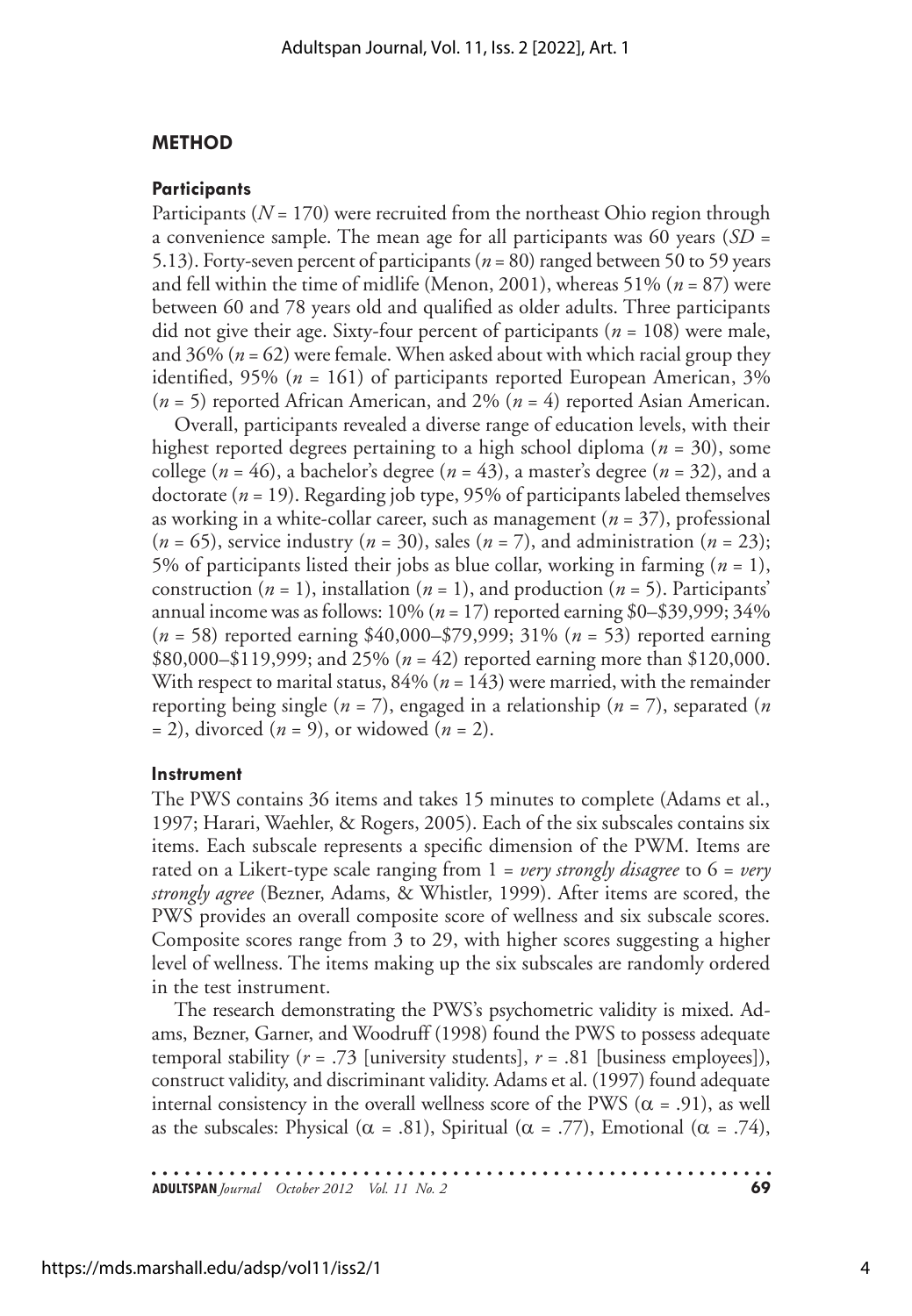## METHOD

### Participants

Participants (*N* = 170) were recruited from the northeast Ohio region through a convenience sample. The mean age for all participants was 60 years (*SD* = 5.13). Forty-seven percent of participants (*n* = 80) ranged between 50 to 59 years and fell within the time of midlife (Menon, 2001), whereas 51% (*n* = 87) were between 60 and 78 years old and qualified as older adults. Three participants did not give their age. Sixty-four percent of participants (*n* = 108) were male, and 36% (*n* = 62) were female. When asked about with which racial group they identified, 95% (*n* = 161) of participants reported European American, 3% (*n* = 5) reported African American, and 2% (*n* = 4) reported Asian American.

Overall, participants revealed a diverse range of education levels, with their highest reported degrees pertaining to a high school diploma (*n* = 30), some college (*n* = 46), a bachelor's degree (*n* = 43), a master's degree (*n* = 32), and a doctorate (*n* = 19). Regarding job type, 95% of participants labeled themselves as working in a white-collar career, such as management (*n* = 37), professional (*n* = 65), service industry (*n* = 30), sales (*n* = 7), and administration (*n* = 23); 5% of participants listed their jobs as blue collar, working in farming (*n* = 1), construction (*n* = 1), installation (*n* = 1), and production (*n* = 5). Participants' annual income was as follows: 10% (*n* = 17) reported earning $0–$39,999; 34% (*n* = 58) reported earning $40,000–$79,999; 31% (*n* = 53) reported earning $80,000–$119,999; and 25% (*n* = 42) reported earning more than $120,000. With respect to marital status, 84% (*n* = 143) were married, with the remainder reporting being single (*n* = 7), engaged in a relationship (*n* = 7), separated (*n* = 2), divorced (*n* = 9), or widowed (*n* = 2).

### Instrument

The PWS contains 36 items and takes 15 minutes to complete (Adams et al., 1997; Harari, Waehler, & Rogers, 2005). Each of the six subscales contains six items. Each subscale represents a specific dimension of the PWM. Items are rated on a Likert-type scale ranging from 1 = *very strongly disagree* to 6 = *very strongly agree* (Bezner, Adams, & Whistler, 1999). After items are scored, the PWS provides an overall composite score of wellness and six subscale scores. Composite scores range from 3 to 29, with higher scores suggesting a higher level of wellness. The items making up the six subscales are randomly ordered in the test instrument.

The research demonstrating the PWS's psychometric validity is mixed. Adams, Bezner, Garner, and Woodruff (1998) found the PWS to possess adequate temporal stability (*r* = .73 [university students], *r* = .81 [business employees]), construct validity, and discriminant validity. Adams et al. (1997) found adequate internal consistency in the overall wellness score of the PWS ($\alpha$ = .91), as well as the subscales: Physical ($\alpha$ = .81), Spiritual ($\alpha$ = .77), Emotional ($\alpha$ = .74),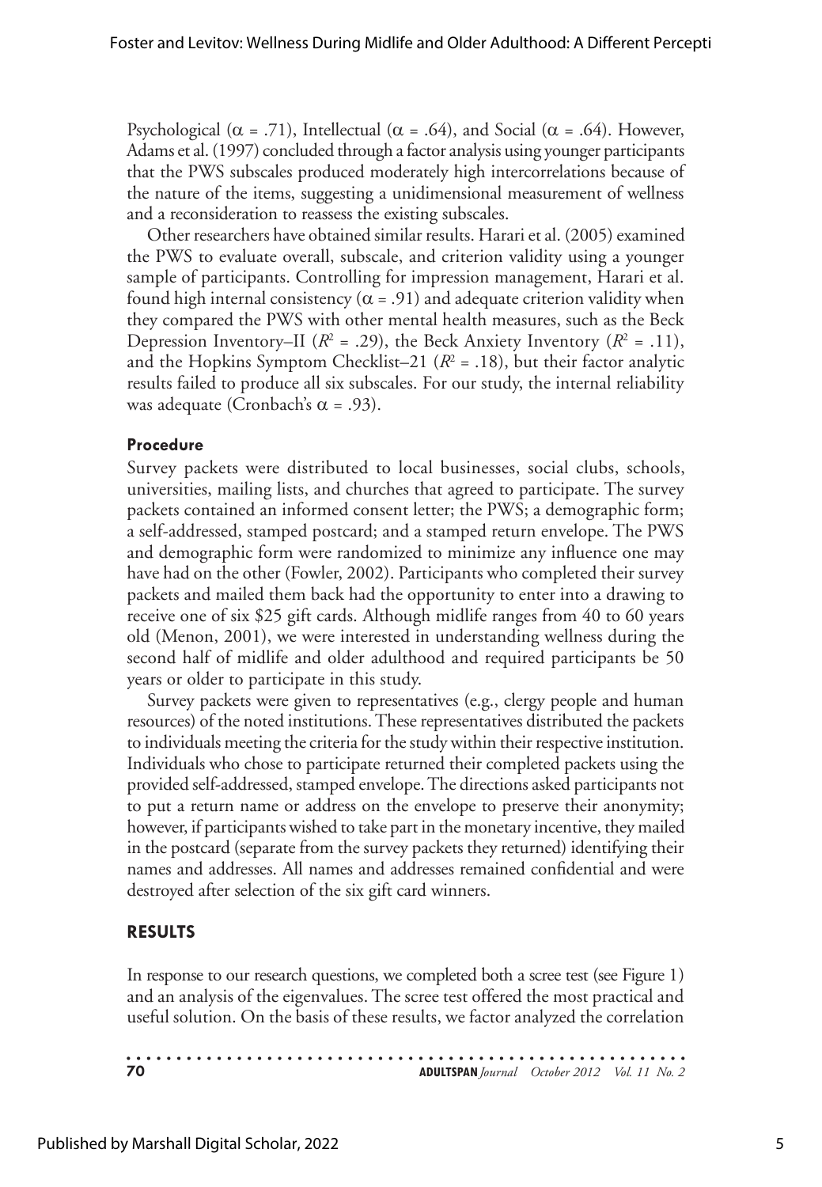Psychological ($\alpha$ = .71), Intellectual ($\alpha$ = .64), and Social ($\alpha$ = .64). However, Adams et al. (1997) concluded through a factor analysis using younger participants that the PWS subscales produced moderately high intercorrelations because of the nature of the items, suggesting a unidimensional measurement of wellness and a reconsideration to reassess the existing subscales.

Other researchers have obtained similar results. Harari et al. (2005) examined the PWS to evaluate overall, subscale, and criterion validity using a younger sample of participants. Controlling for impression management, Harari et al. found high internal consistency ($\alpha$ = .91) and adequate criterion validity when they compared the PWS with other mental health measures, such as the Beck Depression Inventory–II ($R^2$ = .29), the Beck Anxiety Inventory ($R^2$ = .11), and the Hopkins Symptom Checklist–21 ($R^2$ = .18), but their factor analytic results failed to produce all six subscales. For our study, the internal reliability was adequate (Cronbach's $\alpha$ = .93).

### Procedure

Survey packets were distributed to local businesses, social clubs, schools, universities, mailing lists, and churches that agreed to participate. The survey packets contained an informed consent letter; the PWS; a demographic form; a self-addressed, stamped postcard; and a stamped return envelope. The PWS and demographic form were randomized to minimize any influence one may have had on the other (Fowler, 2002). Participants who completed their survey packets and mailed them back had the opportunity to enter into a drawing to receive one of six $25 gift cards. Although midlife ranges from 40 to 60 years old (Menon, 2001), we were interested in understanding wellness during the second half of midlife and older adulthood and required participants be 50 years or older to participate in this study.

Survey packets were given to representatives (e.g., clergy people and human resources) of the noted institutions. These representatives distributed the packets to individuals meeting the criteria for the study within their respective institution. Individuals who chose to participate returned their completed packets using the provided self-addressed, stamped envelope. The directions asked participants not to put a return name or address on the envelope to preserve their anonymity; however, if participants wished to take part in the monetary incentive, they mailed in the postcard (separate from the survey packets they returned) identifying their names and addresses. All names and addresses remained confidential and were destroyed after selection of the six gift card winners.

## RESULTS

In response to our research questions, we completed both a scree test (see Figure 1) and an analysis of the eigenvalues. The scree test offered the most practical and useful solution. On the basis of these results, we factor analyzed the correlation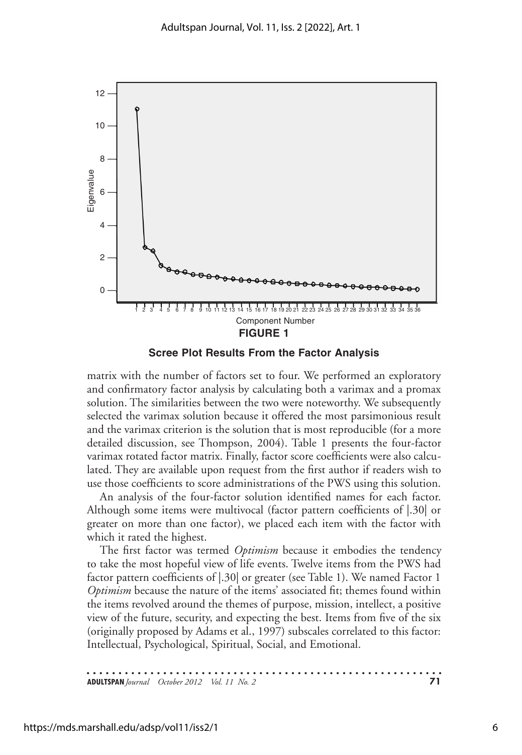**FIGURE 1**

**Scree Plot Results From the Factor Analysis**

matrix with the number of factors set to four. We performed an exploratory and confirmatory factor analysis by calculating both a varimax and a promax solution. The similarities between the two were noteworthy. We subsequently selected the varimax solution because it offered the most parsimonious result and the varimax criterion is the solution that is most reproducible (for a more detailed discussion, see Thompson, 2004). Table 1 presents the four-factor varimax rotated factor matrix. Finally, factor score coefficients were also calculated. They are available upon request from the first author if readers wish to use those coefficients to score administrations of the PWS using this solution.

An analysis of the four-factor solution identified names for each factor. Although some items were multivocal (factor pattern coefficients of |.30| or greater on more than one factor), we placed each item with the factor with which it rated the highest.

The first factor was termed *Optimism* because it embodies the tendency to take the most hopeful view of life events. Twelve items from the PWS had factor pattern coefficients of |.30| or greater (see Table 1). We named Factor 1 *Optimism* because the nature of the items' associated fit; themes found within the items revolved around the themes of purpose, mission, intellect, a positive view of the future, security, and expecting the best. Items from five of the six (originally proposed by Adams et al., 1997) subscales correlated to this factor: Intellectual, Psychological, Spiritual, Social, and Emotional.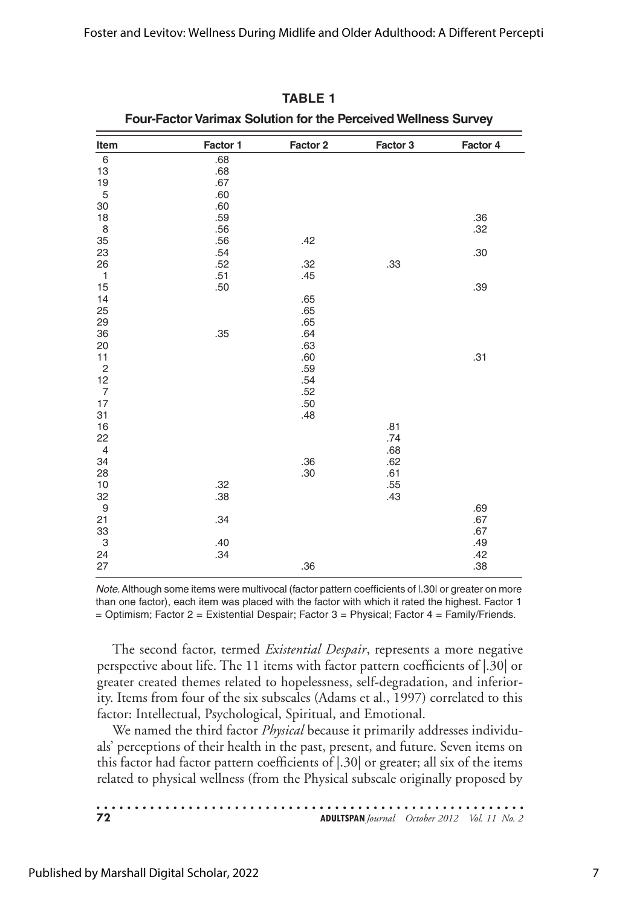**TABLE 1**

**Four-Factor Varimax Solution for the Perceived Wellness Survey**

| Item | Factor 1 | Factor 2 | Factor 3 | Factor 4 |
|---|---|---|---|---|
| 6 | .68 | | | |
| 13 | .68 | | | |
| 19 | .67 | | | |
| 5 | .60 | | | |
| 30 | .60 | | | |
| 18 | .59 | | | .36 |
| 8 | .56 | | | .32 |
| 35 | .56 | .42 | | |
| 23 | .54 | | | .30 |
| 26 | .52 | .32 | .33 | |
| 1 | .51 | .45 | | |
| 15 | .50 | | | .39 |
| 14 | | .65 | | |
| 25 | | .65 | | |
| 29 | | .65 | | |
| 36 | .35 | .64 | | |
| 20 | | .63 | | |
| 11 | | .60 | | .31 |
| 2 | | .59 | | |
| 12 | | .54 | | |
| 7 | | .52 | | |
| 17 | | .50 | | |
| 31 | | .48 | | |
| 16 | | | .81 | |
| 22 | | | .74 | |
| 4 | | | .68 | |
| 34 | | .36 | .62 | |
| 28 | | .30 | .61 | |
| 10 | .32 | | .55 | |
| 32 | .38 | | .43 | |
| 9 | | | | .69 |
| 21 | .34 | | | .67 |
| 33 | | | | .67 |
| 3 | .40 | | | .49 |
| 24 | .34 | | | .42 |
| 27 | | .36 | | .38 |

*Note.* Although some items were multivocal (factor pattern coefficients of |.30| or greater on more than one factor), each item was placed with the factor with which it rated the highest. Factor 1 = Optimism; Factor 2 = Existential Despair; Factor 3 = Physical; Factor 4 = Family/Friends.

The second factor, termed *Existential Despair*, represents a more negative perspective about life. The 11 items with factor pattern coefficients of |.30| or greater created themes related to hopelessness, self-degradation, and inferiority. Items from four of the six subscales (Adams et al., 1997) correlated to this factor: Intellectual, Psychological, Spiritual, and Emotional.

We named the third factor *Physical* because it primarily addresses individuals' perceptions of their health in the past, present, and future. Seven items on this factor had factor pattern coefficients of |.30| or greater; all six of the items related to physical wellness (from the Physical subscale originally proposed by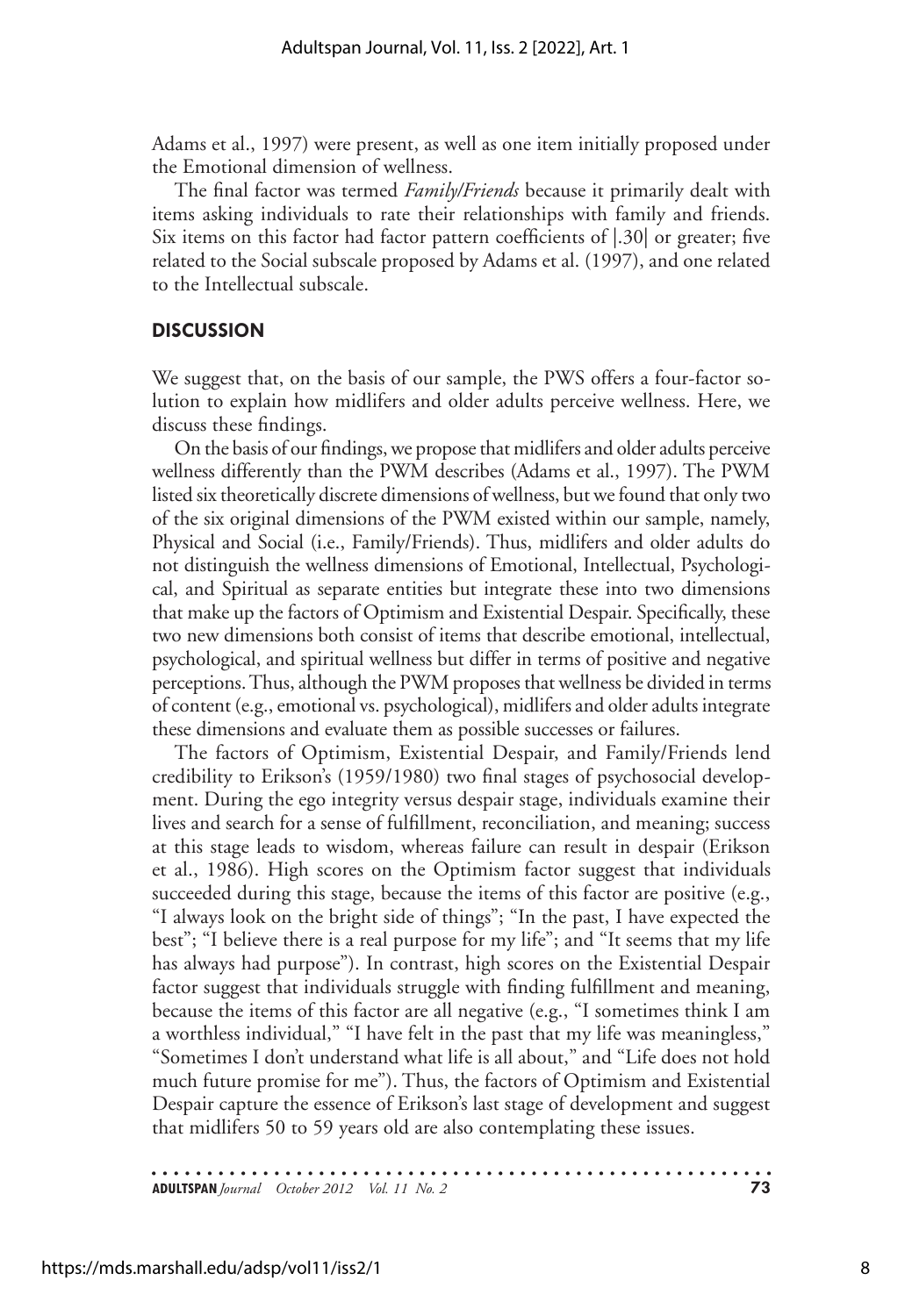Adams et al., 1997) were present, as well as one item initially proposed under the Emotional dimension of wellness.

The final factor was termed *Family/Friends* because it primarily dealt with items asking individuals to rate their relationships with family and friends. Six items on this factor had factor pattern coefficients of |.30| or greater; five related to the Social subscale proposed by Adams et al. (1997), and one related to the Intellectual subscale.

## DISCUSSION

We suggest that, on the basis of our sample, the PWS offers a four-factor solution to explain how midlifers and older adults perceive wellness. Here, we discuss these findings.

On the basis of our findings, we propose that midlifers and older adults perceive wellness differently than the PWM describes (Adams et al., 1997). The PWM listed six theoretically discrete dimensions of wellness, but we found that only two of the six original dimensions of the PWM existed within our sample, namely, Physical and Social (i.e., Family/Friends). Thus, midlifers and older adults do not distinguish the wellness dimensions of Emotional, Intellectual, Psychological, and Spiritual as separate entities but integrate these into two dimensions that make up the factors of Optimism and Existential Despair. Specifically, these two new dimensions both consist of items that describe emotional, intellectual, psychological, and spiritual wellness but differ in terms of positive and negative perceptions. Thus, although the PWM proposes that wellness be divided in terms of content (e.g., emotional vs. psychological), midlifers and older adults integrate these dimensions and evaluate them as possible successes or failures.

The factors of Optimism, Existential Despair, and Family/Friends lend credibility to Erikson's (1959/1980) two final stages of psychosocial development. During the ego integrity versus despair stage, individuals examine their lives and search for a sense of fulfillment, reconciliation, and meaning; success at this stage leads to wisdom, whereas failure can result in despair (Erikson et al., 1986). High scores on the Optimism factor suggest that individuals succeeded during this stage, because the items of this factor are positive (e.g., "I always look on the bright side of things"; "In the past, I have expected the best"; "I believe there is a real purpose for my life"; and "It seems that my life has always had purpose"). In contrast, high scores on the Existential Despair factor suggest that individuals struggle with finding fulfillment and meaning, because the items of this factor are all negative (e.g., "I sometimes think I am a worthless individual," "I have felt in the past that my life was meaningless," "Sometimes I don't understand what life is all about," and "Life does not hold much future promise for me"). Thus, the factors of Optimism and Existential Despair capture the essence of Erikson's last stage of development and suggest that midlifers 50 to 59 years old are also contemplating these issues.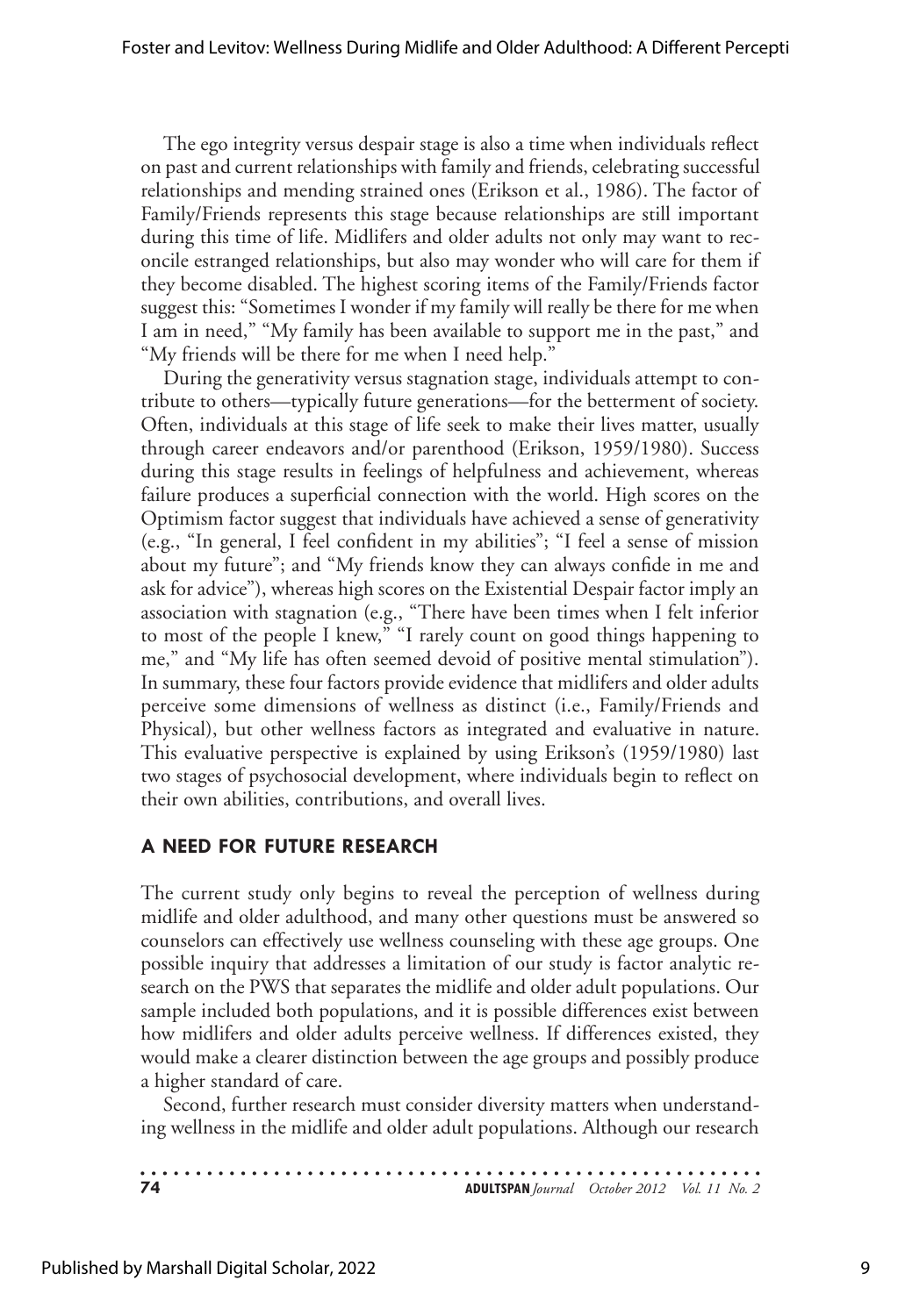The ego integrity versus despair stage is also a time when individuals reflect on past and current relationships with family and friends, celebrating successful relationships and mending strained ones (Erikson et al., 1986). The factor of Family/Friends represents this stage because relationships are still important during this time of life. Midlifers and older adults not only may want to reconcile estranged relationships, but also may wonder who will care for them if they become disabled. The highest scoring items of the Family/Friends factor suggest this: "Sometimes I wonder if my family will really be there for me when I am in need," "My family has been available to support me in the past," and "My friends will be there for me when I need help."

During the generativity versus stagnation stage, individuals attempt to contribute to others—typically future generations—for the betterment of society. Often, individuals at this stage of life seek to make their lives matter, usually through career endeavors and/or parenthood (Erikson, 1959/1980). Success during this stage results in feelings of helpfulness and achievement, whereas failure produces a superficial connection with the world. High scores on the Optimism factor suggest that individuals have achieved a sense of generativity (e.g., "In general, I feel confident in my abilities"; "I feel a sense of mission about my future"; and "My friends know they can always confide in me and ask for advice"), whereas high scores on the Existential Despair factor imply an association with stagnation (e.g., "There have been times when I felt inferior to most of the people I knew," "I rarely count on good things happening to me," and "My life has often seemed devoid of positive mental stimulation"). In summary, these four factors provide evidence that midlifers and older adults perceive some dimensions of wellness as distinct (i.e., Family/Friends and Physical), but other wellness factors as integrated and evaluative in nature. This evaluative perspective is explained by using Erikson's (1959/1980) last two stages of psychosocial development, where individuals begin to reflect on their own abilities, contributions, and overall lives.

## A NEED FOR FUTURE RESEARCH

The current study only begins to reveal the perception of wellness during midlife and older adulthood, and many other questions must be answered so counselors can effectively use wellness counseling with these age groups. One possible inquiry that addresses a limitation of our study is factor analytic research on the PWS that separates the midlife and older adult populations. Our sample included both populations, and it is possible differences exist between how midlifers and older adults perceive wellness. If differences existed, they would make a clearer distinction between the age groups and possibly produce a higher standard of care.

Second, further research must consider diversity matters when understanding wellness in the midlife and older adult populations. Although our research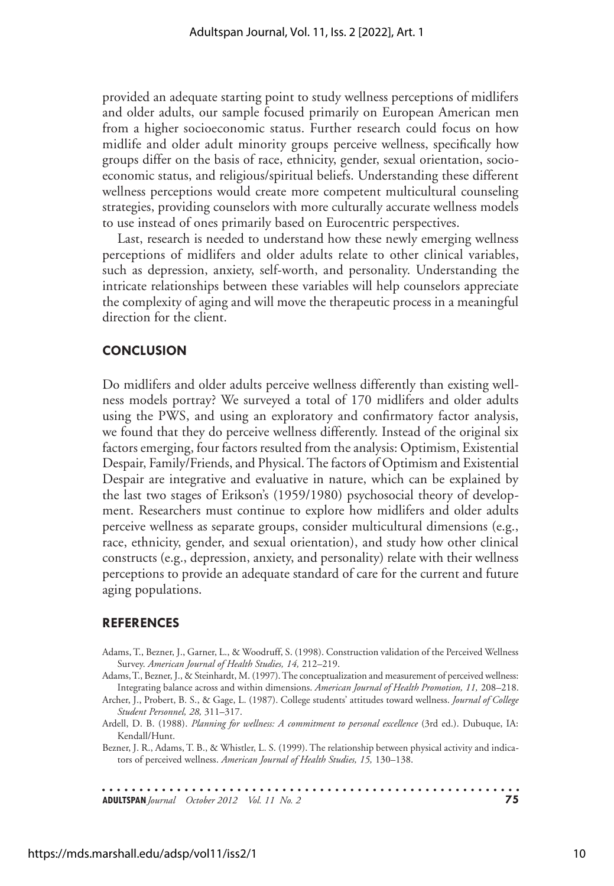provided an adequate starting point to study wellness perceptions of midlifers and older adults, our sample focused primarily on European American men from a higher socioeconomic status. Further research could focus on how midlife and older adult minority groups perceive wellness, specifically how groups differ on the basis of race, ethnicity, gender, sexual orientation, socioeconomic status, and religious/spiritual beliefs. Understanding these different wellness perceptions would create more competent multicultural counseling strategies, providing counselors with more culturally accurate wellness models to use instead of ones primarily based on Eurocentric perspectives.

Last, research is needed to understand how these newly emerging wellness perceptions of midlifers and older adults relate to other clinical variables, such as depression, anxiety, self-worth, and personality. Understanding the intricate relationships between these variables will help counselors appreciate the complexity of aging and will move the therapeutic process in a meaningful direction for the client.

## CONCLUSION

Do midlifers and older adults perceive wellness differently than existing wellness models portray? We surveyed a total of 170 midlifers and older adults using the PWS, and using an exploratory and confirmatory factor analysis, we found that they do perceive wellness differently. Instead of the original six factors emerging, four factors resulted from the analysis: Optimism, Existential Despair, Family/Friends, and Physical. The factors of Optimism and Existential Despair are integrative and evaluative in nature, which can be explained by the last two stages of Erikson's (1959/1980) psychosocial theory of development. Researchers must continue to explore how midlifers and older adults perceive wellness as separate groups, consider multicultural dimensions (e.g., race, ethnicity, gender, and sexual orientation), and study how other clinical constructs (e.g., depression, anxiety, and personality) relate with their wellness perceptions to provide an adequate standard of care for the current and future aging populations.

## REFERENCES

Adams, T., Bezner, J., Garner, L., & Woodruff, S. (1998). Construction validation of the Perceived Wellness Survey. *American Journal of Health Studies, 14,* 212–219.

Adams, T., Bezner, J., & Steinhardt, M. (1997). The conceptualization and measurement of perceived wellness: Integrating balance across and within dimensions. *American Journal of Health Promotion, 11,* 208–218.

Archer, J., Probert, B. S., & Gage, L. (1987). College students' attitudes toward wellness. *Journal of College Student Personnel, 28,* 311–317.

Ardell, D. B. (1988). *Planning for wellness: A commitment to personal excellence* (3rd ed.). Dubuque, IA: Kendall/Hunt.

Bezner, J. R., Adams, T. B., & Whistler, L. S. (1999). The relationship between physical activity and indicators of perceived wellness. *American Journal of Health Studies, 15,* 130–138.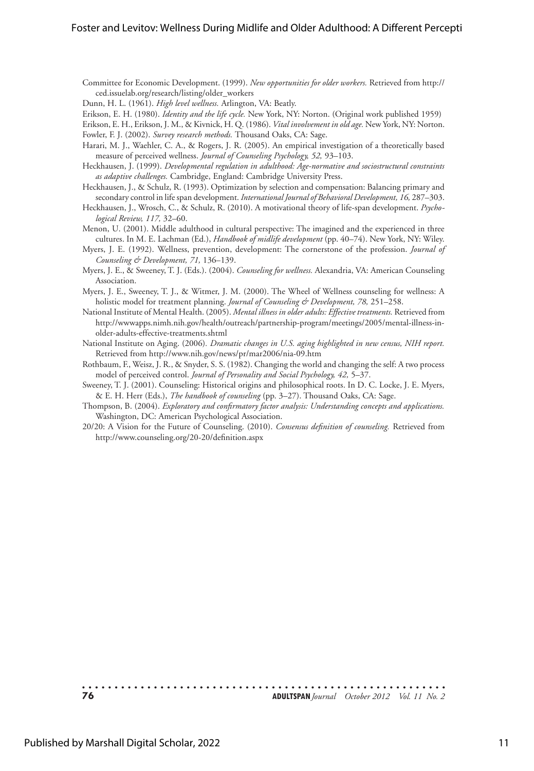Committee for Economic Development. (1999). *New opportunities for older workers.* Retrieved from http://ced.issuelab.org/research/listing/older_workers

Dunn, H. L. (1961). *High level wellness.* Arlington, VA: Beatly.

Erikson, E. H. (1980). *Identity and the life cycle.* New York, NY: Norton. (Original work published 1959)

Erikson, E. H., Erikson, J. M., & Kivnick, H. Q. (1986). *Vital involvement in old age.* New York, NY: Norton.

Fowler, F. J. (2002). *Survey research methods.* Thousand Oaks, CA: Sage.

Harari, M. J., Waehler, C. A., & Rogers, J. R. (2005). An empirical investigation of a theoretically based measure of perceived wellness. *Journal of Counseling Psychology, 52,* 93–103.

Heckhausen, J. (1999). *Developmental regulation in adulthood: Age-normative and sociostructural constraints as adaptive challenges.* Cambridge, England: Cambridge University Press.

Heckhausen, J., & Schulz, R. (1993). Optimization by selection and compensation: Balancing primary and secondary control in life span development. *International Journal of Behavioral Development, 16,* 287–303.

Heckhausen, J., Wrosch, C., & Schulz, R. (2010). A motivational theory of life-span development. *Psychological Review, 117,* 32–60.

Menon, U. (2001). Middle adulthood in cultural perspective: The imagined and the experienced in three cultures. In M. E. Lachman (Ed.), *Handbook of midlife development* (pp. 40–74). New York, NY: Wiley.

Myers, J. E. (1992). Wellness, prevention, development: The cornerstone of the profession. *Journal of Counseling & Development, 71,* 136–139.

Myers, J. E., & Sweeney, T. J. (Eds.). (2004). *Counseling for wellness.* Alexandria, VA: American Counseling Association.

Myers, J. E., Sweeney, T. J., & Witmer, J. M. (2000). The Wheel of Wellness counseling for wellness: A holistic model for treatment planning. *Journal of Counseling & Development, 78,* 251–258.

National Institute of Mental Health. (2005). *Mental illness in older adults: Effective treatments.* Retrieved from http://wwwapps.nimh.nih.gov/health/outreach/partnership-program/meetings/2005/mental-illness-in-older-adults-effective-treatments.shtml

National Institute on Aging. (2006)*. Dramatic changes in U.S. aging highlighted in new census, NIH report.* Retrieved from http://www.nih.gov/news/pr/mar2006/nia-09.htm

Rothbaum, F., Weisz, J. R., & Snyder, S. S. (1982). Changing the world and changing the self: A two process model of perceived control. *Journal of Personality and Social Psychology, 42,* 5–37.

Sweeney, T. J. (2001). Counseling: Historical origins and philosophical roots. In D. C. Locke, J. E. Myers, & E. H. Herr (Eds.), *The handbook of counseling* (pp. 3–27). Thousand Oaks, CA: Sage.

Thompson, B. (2004). *Exploratory and confirmatory factor analysis: Understanding concepts and applications.* Washington, DC: American Psychological Association.

20/20: A Vision for the Future of Counseling. (2010). *Consensus definition of counseling.* Retrieved from http://www.counseling.org/20-20/definition.aspx